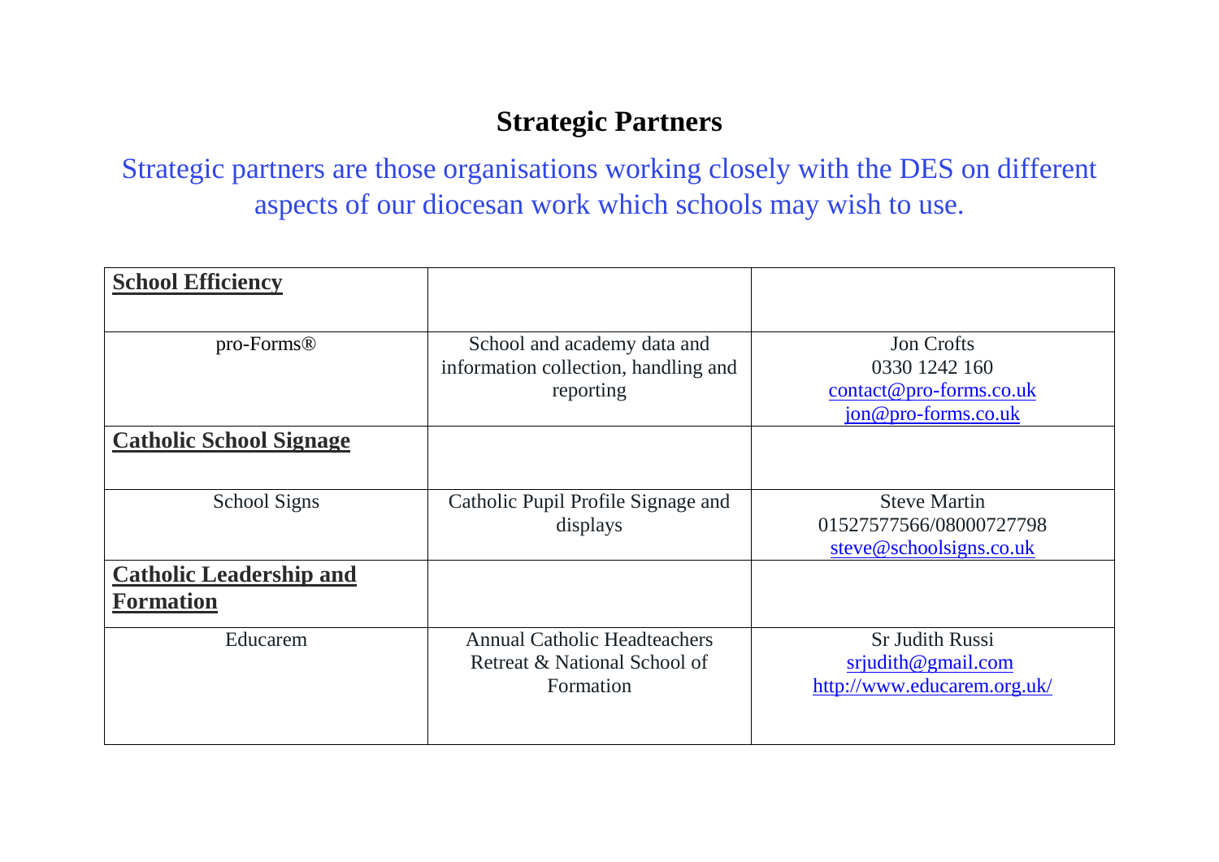# Strategic Partners

Strategic partners are those organisations working closely with the DES on different aspects of our diocesan work which schools may wish to use.

| **School Efficiency** | | |
|---|---|---|
| pro-Forms® | School and academy data and information collection, handling and reporting | Jon Crofts<br>0330 1242 160<br>contact@pro-forms.co.uk<br>jon@pro-forms.co.uk |
| **Catholic School Signage** | | |
| School Signs | Catholic Pupil Profile Signage and displays | Steve Martin<br>01527577566/08000727798<br>steve@schoolsigns.co.uk |
| **Catholic Leadership and Formation** | | |
| Educarem | Annual Catholic Headteachers Retreat & National School of Formation | Sr Judith Russi<br>srjudith@gmail.com<br>http://www.educarem.org.uk/ |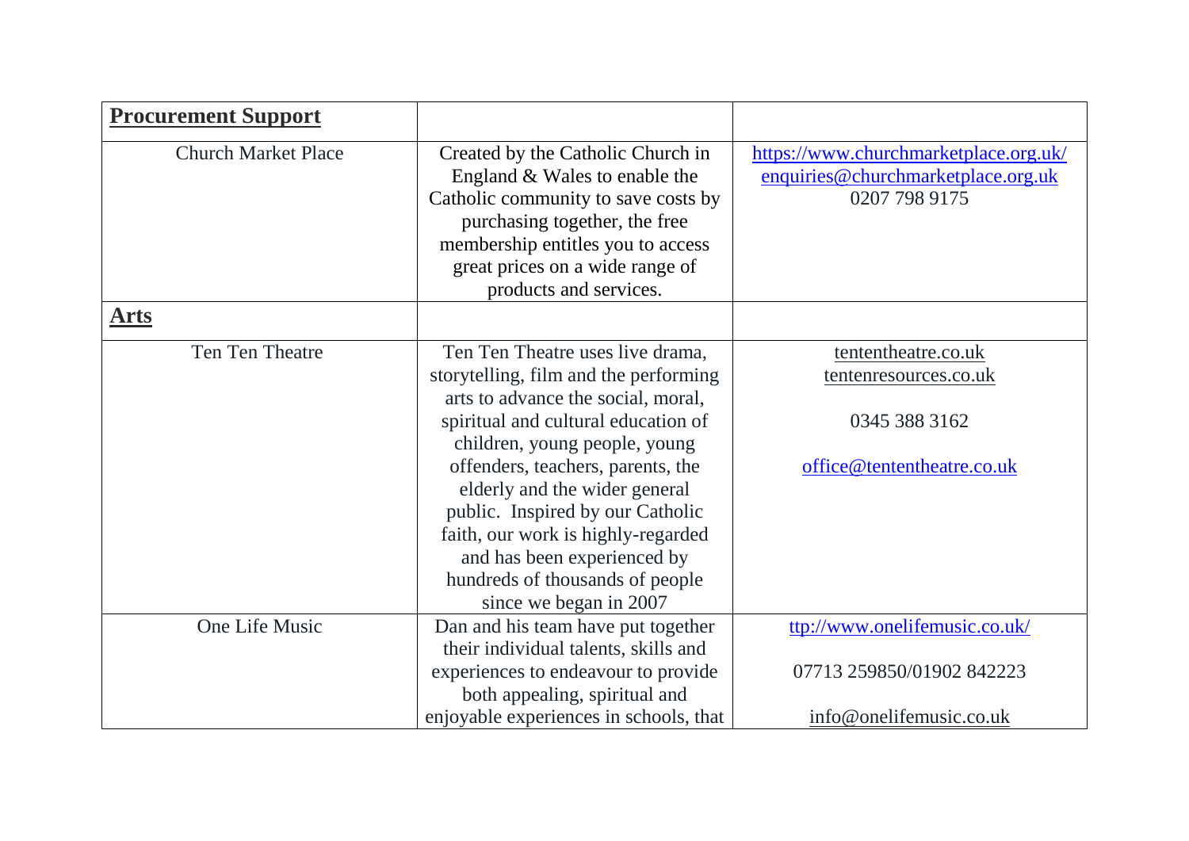| **Procurement Support** | | |
|---|---|---|
| Church Market Place | Created by the Catholic Church in England & Wales to enable the Catholic community to save costs by purchasing together, the free membership entitles you to access great prices on a wide range of products and services. | https://www.churchmarketplace.org.uk/ enquiries@churchmarketplace.org.uk 0207 798 9175 |
| **Arts** | | |
| Ten Ten Theatre | Ten Ten Theatre uses live drama, storytelling, film and the performing arts to advance the social, moral, spiritual and cultural education of children, young people, young offenders, teachers, parents, the elderly and the wider general public. Inspired by our Catholic faith, our work is highly-regarded and has been experienced by hundreds of thousands of people since we began in 2007 | tententheatre.co.uk tentenresources.co.uk 0345 388 3162 office@tententheatre.co.uk |
| One Life Music | Dan and his team have put together their individual talents, skills and experiences to endeavour to provide both appealing, spiritual and enjoyable experiences in schools, that | ttp://www.onelifemusic.co.uk/ 07713 259850/01902 842223 info@onelifemusic.co.uk |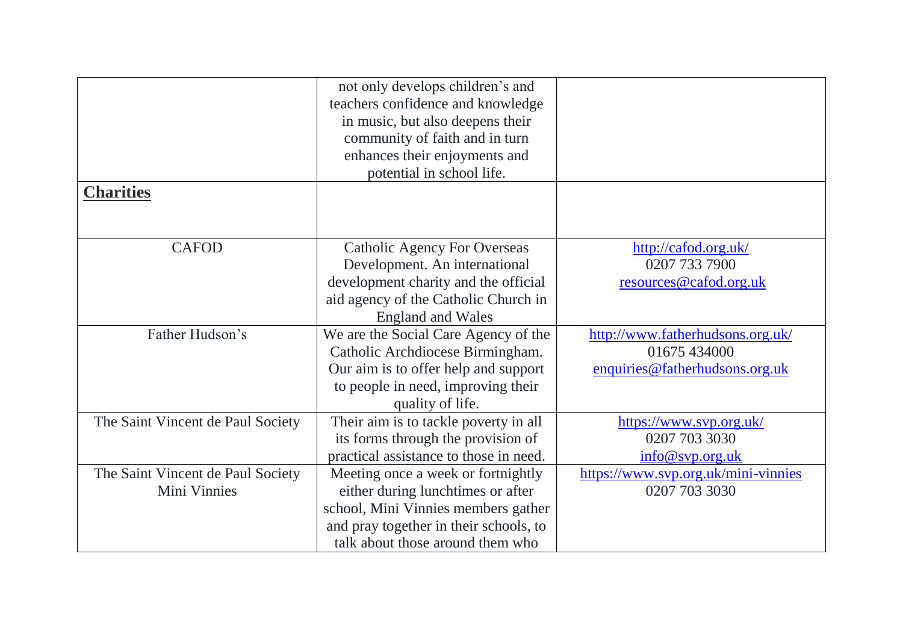| | | |
|---|---|---|
| | not only develops children's and teachers confidence and knowledge in music, but also deepens their community of faith and in turn enhances their enjoyments and potential in school life. | |
| **Charities** | | |
| CAFOD | Catholic Agency For Overseas Development. An international development charity and the official aid agency of the Catholic Church in England and Wales | http://cafod.org.uk/ 0207 733 7900 resources@cafod.org.uk |
| Father Hudson's | We are the Social Care Agency of the Catholic Archdiocese Birmingham. Our aim is to offer help and support to people in need, improving their quality of life. | http://www.fatherhudsons.org.uk/ 01675 434000 enquiries@fatherhudsons.org.uk |
| The Saint Vincent de Paul Society | Their aim is to tackle poverty in all its forms through the provision of practical assistance to those in need. | https://www.svp.org.uk/ 0207 703 3030 info@svp.org.uk |
| The Saint Vincent de Paul Society Mini Vinnies | Meeting once a week or fortnightly either during lunchtimes or after school, Mini Vinnies members gather and pray together in their schools, to talk about those around them who | https://www.svp.org.uk/mini-vinnies 0207 703 3030 |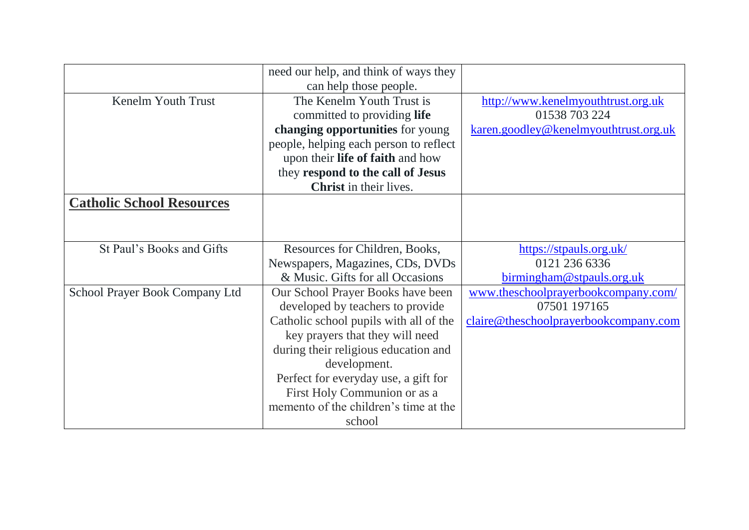| | | |
|---|---|---|
| | need our help, and think of ways they can help those people. | |
| Kenelm Youth Trust | The Kenelm Youth Trust is committed to providing **life changing opportunities** for young people, helping each person to reflect upon their **life of faith** and how they **respond to the call of Jesus Christ** in their lives. | http://www.kenelmyouthtrust.org.uk<br>01538 703 224<br>karen.goodley@kenelmyouthtrust.org.uk |
| **Catholic School Resources** | | |
| St Paul's Books and Gifts | Resources for Children, Books, Newspapers, Magazines, CDs, DVDs & Music. Gifts for all Occasions | https://stpauls.org.uk/<br>0121 236 6336<br>birmingham@stpauls.org.uk |
| School Prayer Book Company Ltd | Our School Prayer Books have been developed by teachers to provide Catholic school pupils with all of the key prayers that they will need during their religious education and development.<br>Perfect for everyday use, a gift for First Holy Communion or as a memento of the children's time at the school | www.theschoolprayerbookcompany.com/<br>07501 197165<br>claire@theschoolprayerbookcompany.com |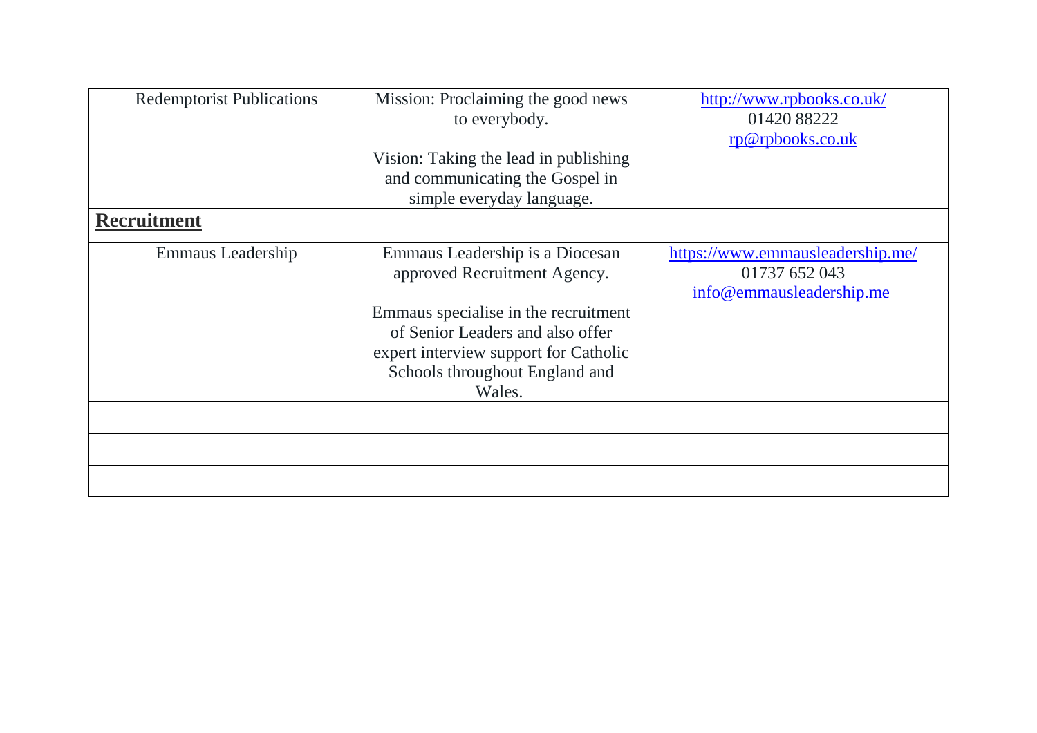| | | |
|---|---|---|
| Redemptorist Publications | Mission: Proclaiming the good news to everybody.<br><br>Vision: Taking the lead in publishing and communicating the Gospel in simple everyday language. | http://www.rpbooks.co.uk/<br>01420 88222<br>rp@rpbooks.co.uk |
| **Recruitment** | | |
| Emmaus Leadership | Emmaus Leadership is a Diocesan approved Recruitment Agency.<br><br>Emmaus specialise in the recruitment of Senior Leaders and also offer expert interview support for Catholic Schools throughout England and Wales. | https://www.emmausleadership.me/<br>01737 652 043<br>info@emmausleadership.me |
| | | |
| | | |
| | | |